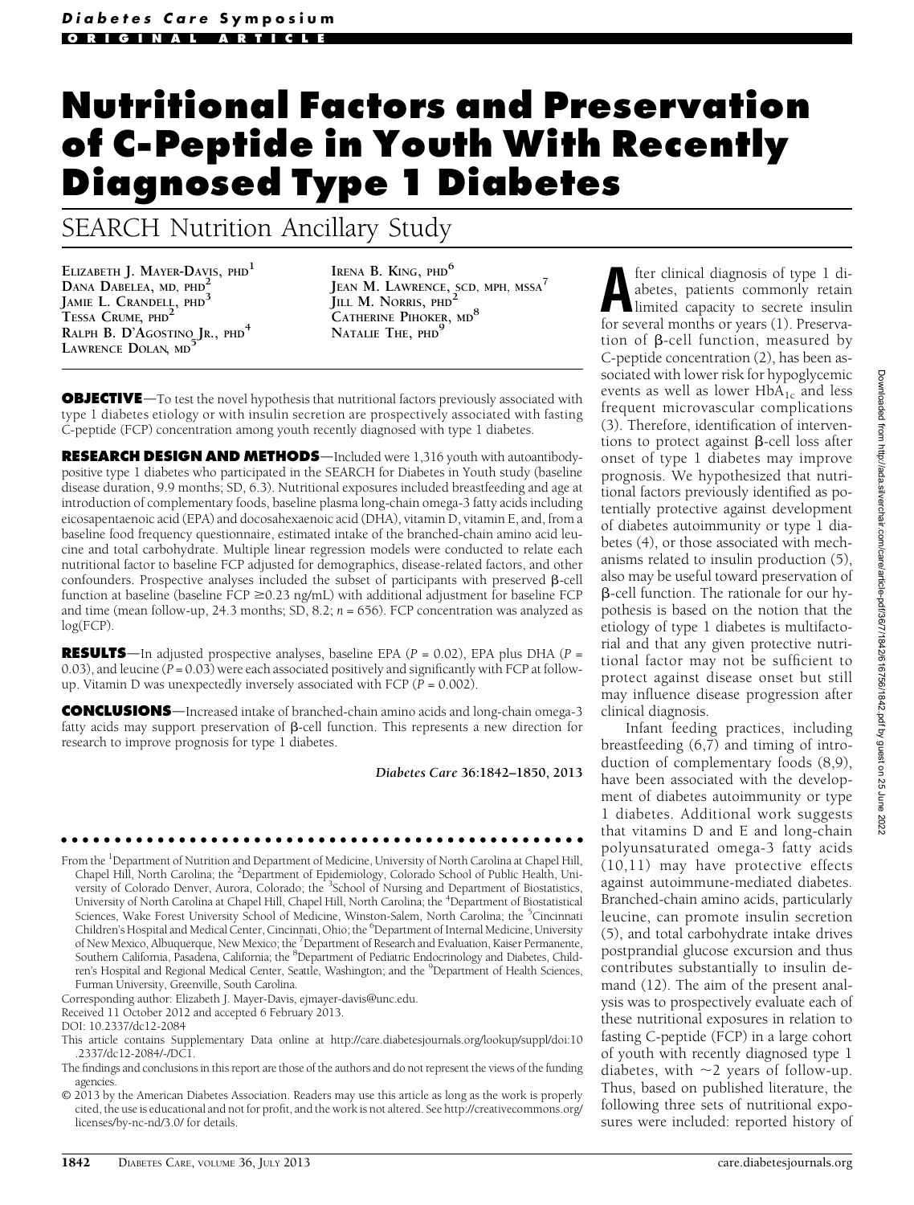Diabetes Care Symposium

ORIGINAL ARTICLE

# Nutritional Factors and Preservation of C-Peptide in Youth With Recently Diagnosed Type 1 Diabetes

## SEARCH Nutrition Ancillary Study

ELIZABETH J. MAYER-DAVIS, PHD[1]
DANA DABELEA, MD, PHD[2]
JAMIE L. CRANDELL, PHD[3]
TESSA CRUME, PHD[2]
RALPH B. D'AGOSTINO JR., PHD[4]
LAWRENCE DOLAN, MD[5]
IRENA B. KING, PHD[6]
JEAN M. LAWRENCE, SCD, MPH, MSSA[7]
JILL M. NORRIS, PHD[2]
CATHERINE PIHOKER, MD[8]
NATALIE THE, PHD[9]

**OBJECTIVE**—To test the novel hypothesis that nutritional factors previously associated with type 1 diabetes etiology or with insulin secretion are prospectively associated with fasting C-peptide (FCP) concentration among youth recently diagnosed with type 1 diabetes.

**RESEARCH DESIGN AND METHODS**—Included were 1,316 youth with autoantibody-positive type 1 diabetes who participated in the SEARCH for Diabetes in Youth study (baseline disease duration, 9.9 months; SD, 6.3). Nutritional exposures included breastfeeding and age at introduction of complementary foods, baseline plasma long-chain omega-3 fatty acids including eicosapentaenoic acid (EPA) and docosahexaenoic acid (DHA), vitamin D, vitamin E, and, from a baseline food frequency questionnaire, estimated intake of the branched-chain amino acid leucine and total carbohydrate. Multiple linear regression models were conducted to relate each nutritional factor to baseline FCP adjusted for demographics, disease-related factors, and other confounders. Prospective analyses included the subset of participants with preserved β-cell function at baseline (baseline FCP ≥0.23 ng/mL) with additional adjustment for baseline FCP and time (mean follow-up, 24.3 months; SD, 8.2; $n$ = 656). FCP concentration was analyzed as log(FCP).

**RESULTS**—In adjusted prospective analyses, baseline EPA ($P$ = 0.02), EPA plus DHA ($P$ = 0.03), and leucine ($P$ = 0.03) were each associated positively and significantly with FCP at follow-up. Vitamin D was unexpectedly inversely associated with FCP ($P$ = 0.002).

**CONCLUSIONS**—Increased intake of branched-chain amino acids and long-chain omega-3 fatty acids may support preservation of β-cell function. This represents a new direction for research to improve prognosis for type 1 diabetes.

*Diabetes Care* 36:1842–1850, 2013

From the [1]Department of Nutrition and Department of Medicine, University of North Carolina at Chapel Hill, Chapel Hill, North Carolina; the [2]Department of Epidemiology, Colorado School of Public Health, University of Colorado Denver, Aurora, Colorado; the [3]School of Nursing and Department of Biostatistics, University of North Carolina at Chapel Hill, Chapel Hill, North Carolina; the [4]Department of Biostatistical Sciences, Wake Forest University School of Medicine, Winston-Salem, North Carolina; the [5]Cincinnati Children's Hospital and Medical Center, Cincinnati, Ohio; the [6]Department of Internal Medicine, University of New Mexico, Albuquerque, New Mexico; the [7]Department of Research and Evaluation, Kaiser Permanente, Southern California, Pasadena, California; the [8]Department of Pediatric Endocrinology and Diabetes, Children's Hospital and Regional Medical Center, Seattle, Washington; and the [9]Department of Health Sciences, Furman University, Greenville, South Carolina.

Corresponding author: Elizabeth J. Mayer-Davis, ejmayer-davis@unc.edu.

Received 11 October 2012 and accepted 6 February 2013.

DOI: 10.2337/dc12-2084

This article contains Supplementary Data online at http://care.diabetesjournals.org/lookup/suppl/doi:10.2337/dc12-2084/-/DC1.

The findings and conclusions in this report are those of the authors and do not represent the views of the funding agencies.

© 2013 by the American Diabetes Association. Readers may use this article as long as the work is properly cited, the use is educational and not for profit, and the work is not altered. See http://creativecommons.org/licenses/by-nc-nd/3.0/ for details.

After clinical diagnosis of type 1 diabetes, patients commonly retain limited capacity to secrete insulin for several months or years (1). Preservation of β-cell function, measured by C-peptide concentration (2), has been associated with lower risk for hypoglycemic events as well as lower $HbA_{1c}$ and less frequent microvascular complications (3). Therefore, identification of interventions to protect against β-cell loss after onset of type 1 diabetes may improve prognosis. We hypothesized that nutritional factors previously identified as potentially protective against development of diabetes autoimmunity or type 1 diabetes (4), or those associated with mechanisms related to insulin production (5), also may be useful toward preservation of β-cell function. The rationale for our hypothesis is based on the notion that the etiology of type 1 diabetes is multifactorial and that any given protective nutritional factor may not be sufficient to protect against disease onset but still may influence disease progression after clinical diagnosis.

Infant feeding practices, including breastfeeding (6,7) and timing of introduction of complementary foods (8,9), have been associated with the development of diabetes autoimmunity or type 1 diabetes. Additional work suggests that vitamins D and E and long-chain polyunsaturated omega-3 fatty acids (10,11) may have protective effects against autoimmune-mediated diabetes. Branched-chain amino acids, particularly leucine, can promote insulin secretion (5), and total carbohydrate intake drives postprandial glucose excursion and thus contributes substantially to insulin demand (12). The aim of the present analysis was to prospectively evaluate each of these nutritional exposures in relation to fasting C-peptide (FCP) in a large cohort of youth with recently diagnosed type 1 diabetes, with ~2 years of follow-up. Thus, based on published literature, the following three sets of nutritional exposures were included: reported history of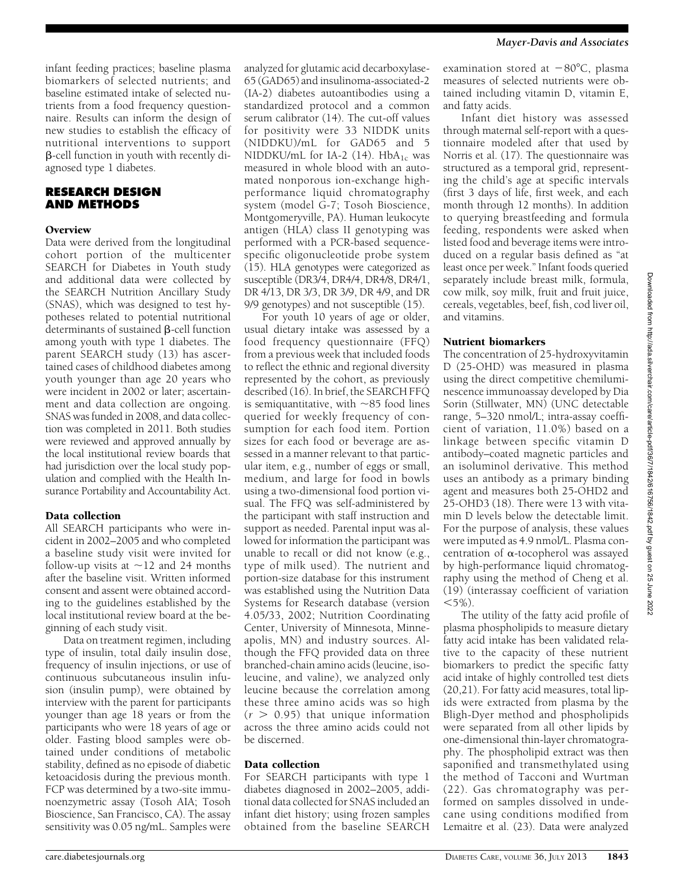infant feeding practices; baseline plasma biomarkers of selected nutrients; and baseline estimated intake of selected nutrients from a food frequency questionnaire. Results can inform the design of new studies to establish the efficacy of nutritional interventions to support β-cell function in youth with recently diagnosed type 1 diabetes.

## RESEARCH DESIGN AND METHODS

### Overview

Data were derived from the longitudinal cohort portion of the multicenter SEARCH for Diabetes in Youth study and additional data were collected by the SEARCH Nutrition Ancillary Study (SNAS), which was designed to test hypotheses related to potential nutritional determinants of sustained β-cell function among youth with type 1 diabetes. The parent SEARCH study (13) has ascertained cases of childhood diabetes among youth younger than age 20 years who were incident in 2002 or later; ascertainment and data collection are ongoing. SNAS was funded in 2008, and data collection was completed in 2011. Both studies were reviewed and approved annually by the local institutional review boards that had jurisdiction over the local study population and complied with the Health Insurance Portability and Accountability Act.

### Data collection

All SEARCH participants who were incident in 2002–2005 and who completed a baseline study visit were invited for follow-up visits at ~12 and 24 months after the baseline visit. Written informed consent and assent were obtained according to the guidelines established by the local institutional review board at the beginning of each study visit.

Data on treatment regimen, including type of insulin, total daily insulin dose, frequency of insulin injections, or use of continuous subcutaneous insulin infusion (insulin pump), were obtained by interview with the parent for participants younger than age 18 years or from the participants who were 18 years of age or older. Fasting blood samples were obtained under conditions of metabolic stability, defined as no episode of diabetic ketoacidosis during the previous month. FCP was determined by a two-site immunoenzymetric assay (Tosoh AIA; Tosoh Bioscience, San Francisco, CA). The assay sensitivity was 0.05 ng/mL. Samples were analyzed for glutamic acid decarboxylase-65 (GAD65) and insulinoma-associated-2 (IA-2) diabetes autoantibodies using a standardized protocol and a common serum calibrator (14). The cut-off values for positivity were 33 NIDDK units (NIDDKU)/mL for GAD65 and 5 NIDDKU/mL for IA-2 (14). $HbA_{1c}$ was measured in whole blood with an automated nonporous ion-exchange high-performance liquid chromatography system (model G-7; Tosoh Bioscience, Montgomeryville, PA). Human leukocyte antigen (HLA) class II genotyping was performed with a PCR-based sequence-specific oligonucleotide probe system (15). HLA genotypes were categorized as susceptible (DR3/4, DR4/4, DR4/8, DR4/1, DR 4/13, DR 3/3, DR 3/9, DR 4/9, and DR 9/9 genotypes) and not susceptible (15).

For youth 10 years of age or older, usual dietary intake was assessed by a food frequency questionnaire (FFQ) from a previous week that included foods to reflect the ethnic and regional diversity represented by the cohort, as previously described (16). In brief, the SEARCH FFQ is semiquantitative, with ~85 food lines queried for weekly frequency of consumption for each food item. Portion sizes for each food or beverage are assessed in a manner relevant to that particular item, e.g., number of eggs or small, medium, and large for food in bowls using a two-dimensional food portion visual. The FFQ was self-administered by the participant with staff instruction and support as needed. Parental input was allowed for information the participant was unable to recall or did not know (e.g., type of milk used). The nutrient and portion-size database for this instrument was established using the Nutrition Data Systems for Research database (version 4.05/33, 2002; Nutrition Coordinating Center, University of Minnesota, Minneapolis, MN) and industry sources. Although the FFQ provided data on three branched-chain amino acids (leucine, isoleucine, and valine), we analyzed only leucine because the correlation among these three amino acids was so high ($r > 0.95$) that unique information across the three amino acids could not be discerned.

### Data collection

For SEARCH participants with type 1 diabetes diagnosed in 2002–2005, additional data collected for SNAS included an infant diet history; using frozen samples obtained from the baseline SEARCH examination stored at −80°C, plasma measures of selected nutrients were obtained including vitamin D, vitamin E, and fatty acids.

Infant diet history was assessed through maternal self-report with a questionnaire modeled after that used by Norris et al. (17). The questionnaire was structured as a temporal grid, representing the child's age at specific intervals (first 3 days of life, first week, and each month through 12 months). In addition to querying breastfeeding and formula feeding, respondents were asked when listed food and beverage items were introduced on a regular basis defined as "at least once per week." Infant foods queried separately include breast milk, formula, cow milk, soy milk, fruit and fruit juice, cereals, vegetables, beef, fish, cod liver oil, and vitamins.

### Nutrient biomarkers

The concentration of 25-hydroxyvitamin D (25-OHD) was measured in plasma using the direct competitive chemiluminescence immunoassay developed by Dia Sorin (Stillwater, MN) (UNC detectable range, 5–320 nmol/L; intra-assay coefficient of variation, 11.0%) based on a linkage between specific vitamin D antibody–coated magnetic particles and an isoluminol derivative. This method uses an antibody as a primary binding agent and measures both 25-OHD2 and 25-OHD3 (18). There were 13 with vitamin D levels below the detectable limit. For the purpose of analysis, these values were imputed as 4.9 nmol/L. Plasma concentration of α-tocopherol was assayed by high-performance liquid chromatography using the method of Cheng et al. (19) (interassay coefficient of variation <5%).

The utility of the fatty acid profile of plasma phospholipids to measure dietary fatty acid intake has been validated relative to the capacity of these nutrient biomarkers to predict the specific fatty acid intake of highly controlled test diets (20,21). For fatty acid measures, total lipids were extracted from plasma by the Bligh-Dyer method and phospholipids were separated from all other lipids by one-dimensional thin-layer chromatography. The phospholipid extract was then saponified and transmethylated using the method of Tacconi and Wurtman (22). Gas chromatography was performed on samples dissolved in undecane using conditions modified from Lemaitre et al. (23). Data were analyzed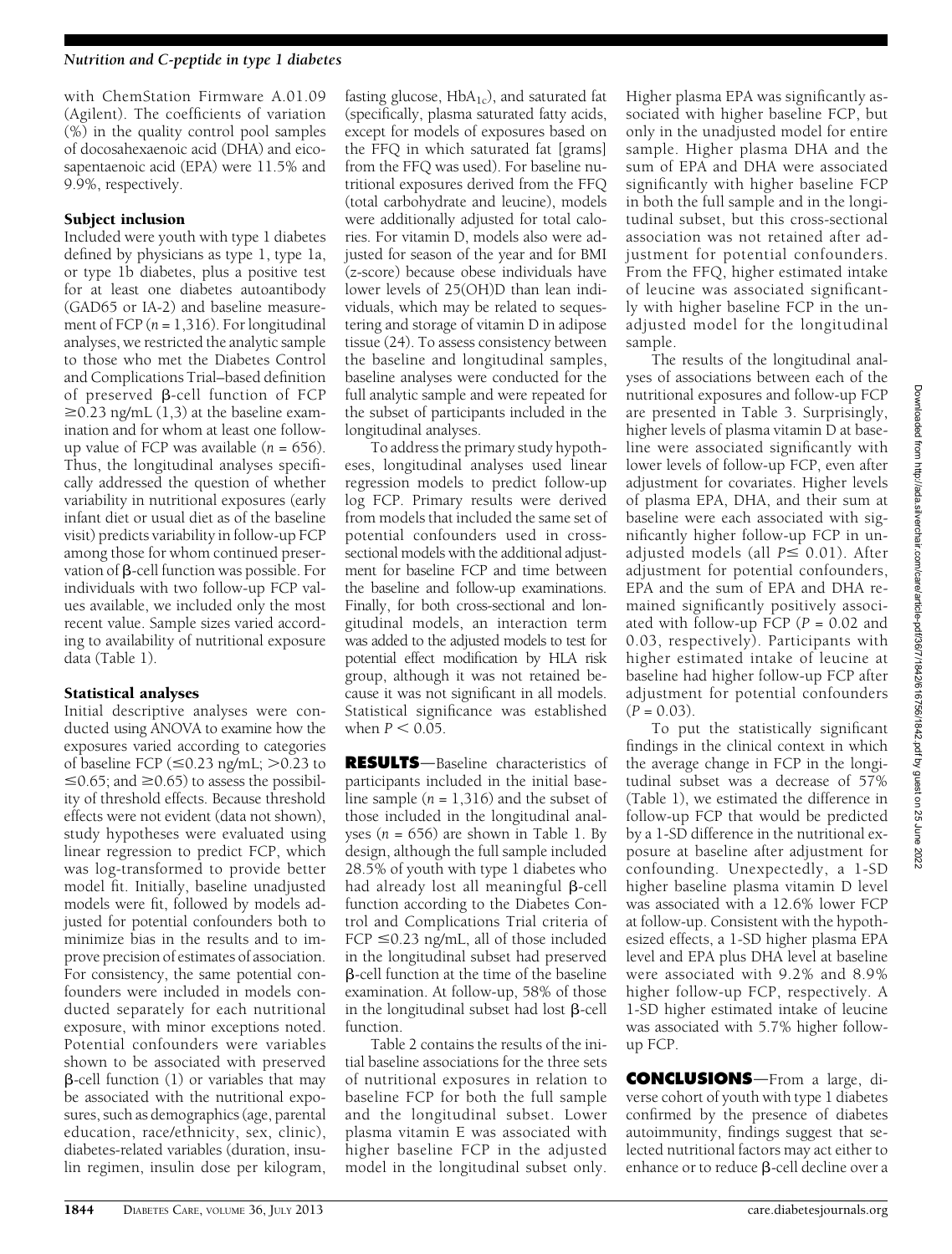with ChemStation Firmware A.01.09 (Agilent). The coefficients of variation (%) in the quality control pool samples of docosahexaenoic acid (DHA) and eicosapentaenoic acid (EPA) were 11.5% and 9.9%, respectively.

### Subject inclusion

Included were youth with type 1 diabetes defined by physicians as type 1, type 1a, or type 1b diabetes, plus a positive test for at least one diabetes autoantibody (GAD65 or IA-2) and baseline measurement of FCP ($n$ = 1,316). For longitudinal analyses, we restricted the analytic sample to those who met the Diabetes Control and Complications Trial–based definition of preserved β-cell function of FCP ≥0.23 ng/mL (1,3) at the baseline examination and for whom at least one follow-up value of FCP was available ($n$ = 656). Thus, the longitudinal analyses specifically addressed the question of whether variability in nutritional exposures (early infant diet or usual diet as of the baseline visit) predicts variability in follow-up FCP among those for whom continued preservation of β-cell function was possible. For individuals with two follow-up FCP values available, we included only the most recent value. Sample sizes varied according to availability of nutritional exposure data (Table 1).

### Statistical analyses

Initial descriptive analyses were conducted using ANOVA to examine how the exposures varied according to categories of baseline FCP (≤0.23 ng/mL; >0.23 to ≤0.65; and ≥0.65) to assess the possibility of threshold effects. Because threshold effects were not evident (data not shown), study hypotheses were evaluated using linear regression to predict FCP, which was log-transformed to provide better model fit. Initially, baseline unadjusted models were fit, followed by models adjusted for potential confounders both to minimize bias in the results and to improve precision of estimates of association. For consistency, the same potential confounders were included in models conducted separately for each nutritional exposure, with minor exceptions noted. Potential confounders were variables shown to be associated with preserved β-cell function (1) or variables that may be associated with the nutritional exposures, such as demographics (age, parental education, race/ethnicity, sex, clinic), diabetes-related variables (duration, insulin regimen, insulin dose per kilogram, fasting glucose, $HbA_{1c}$), and saturated fat (specifically, plasma saturated fatty acids, except for models of exposures based on the FFQ in which saturated fat [grams] from the FFQ was used). For baseline nutritional exposures derived from the FFQ (total carbohydrate and leucine), models were additionally adjusted for total calories. For vitamin D, models also were adjusted for season of the year and for BMI ($z$-score) because obese individuals have lower levels of 25(OH)D than lean individuals, which may be related to sequestering and storage of vitamin D in adipose tissue (24). To assess consistency between the baseline and longitudinal samples, baseline analyses were conducted for the full analytic sample and were repeated for the subset of participants included in the longitudinal analyses.

To address the primary study hypotheses, longitudinal analyses used linear regression models to predict follow-up log FCP. Primary results were derived from models that included the same set of potential confounders used in cross-sectional models with the additional adjustment for baseline FCP and time between the baseline and follow-up examinations. Finally, for both cross-sectional and longitudinal models, an interaction term was added to the adjusted models to test for potential effect modification by HLA risk group, although it was not retained because it was not significant in all models. Statistical significance was established when $P < 0.05$.

## RESULTS

—Baseline characteristics of participants included in the initial baseline sample ($n$ = 1,316) and the subset of those included in the longitudinal analyses ($n$ = 656) are shown in Table 1. By design, although the full sample included 28.5% of youth with type 1 diabetes who had already lost all meaningful β-cell function according to the Diabetes Control and Complications Trial criteria of FCP ≤0.23 ng/mL, all of those included in the longitudinal subset had preserved β-cell function at the time of the baseline examination. At follow-up, 58% of those in the longitudinal subset had lost β-cell function.

Table 2 contains the results of the initial baseline associations for the three sets of nutritional exposures in relation to baseline FCP for both the full sample and the longitudinal subset. Lower plasma vitamin E was associated with higher baseline FCP in the adjusted model in the longitudinal subset only. Higher plasma EPA was significantly associated with higher baseline FCP, but only in the unadjusted model for entire sample. Higher plasma DHA and the sum of EPA and DHA were associated significantly with higher baseline FCP in both the full sample and in the longitudinal subset, but this cross-sectional association was not retained after adjustment for potential confounders. From the FFQ, higher estimated intake of leucine was associated significantly with higher baseline FCP in the unadjusted model for the longitudinal sample.

The results of the longitudinal analyses of associations between each of the nutritional exposures and follow-up FCP are presented in Table 3. Surprisingly, higher levels of plasma vitamin D at baseline were associated significantly with lower levels of follow-up FCP, even after adjustment for covariates. Higher levels of plasma EPA, DHA, and their sum at baseline were each associated with significantly higher follow-up FCP in unadjusted models (all $P \leq 0.01$). After adjustment for potential confounders, EPA and the sum of EPA and DHA remained significantly positively associated with follow-up FCP ($P$ = 0.02 and 0.03, respectively). Participants with higher estimated intake of leucine at baseline had higher follow-up FCP after adjustment for potential confounders ($P$ = 0.03).

To put the statistically significant findings in the clinical context in which the average change in FCP in the longitudinal subset was a decrease of 57% (Table 1), we estimated the difference in follow-up FCP that would be predicted by a 1-SD difference in the nutritional exposure at baseline after adjustment for confounding. Unexpectedly, a 1-SD higher baseline plasma vitamin D level was associated with a 12.6% lower FCP at follow-up. Consistent with the hypothesized effects, a 1-SD higher plasma EPA level and EPA plus DHA level at baseline were associated with 9.2% and 8.9% higher follow-up FCP, respectively. A 1-SD higher estimated intake of leucine was associated with 5.7% higher follow-up FCP.

## CONCLUSIONS

—From a large, diverse cohort of youth with type 1 diabetes confirmed by the presence of diabetes autoimmunity, findings suggest that selected nutritional factors may act either to enhance or to reduce β-cell decline over a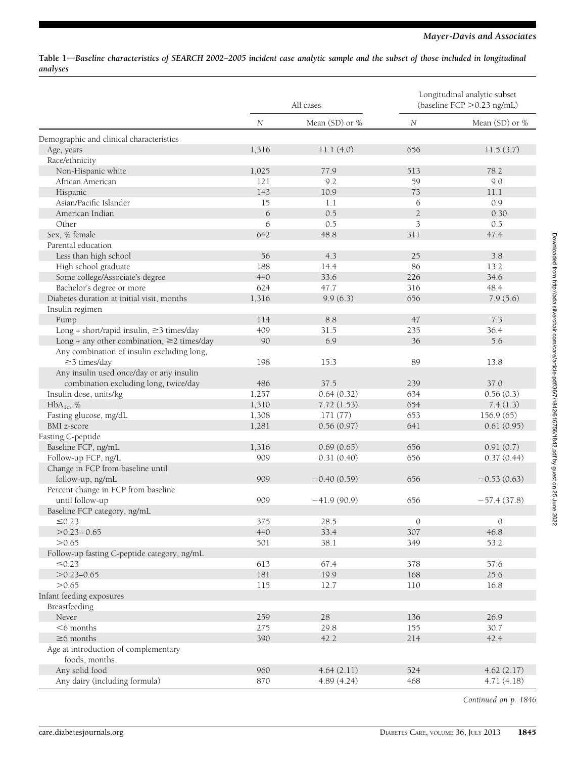**Table 1—Baseline characteristics of SEARCH 2002–2005 incident case analytic sample and the subset of those included in longitudinal analyses**

| | All cases | | Longitudinal analytic subset (baseline FCP >0.23 ng/mL) | |
|---|---|---|---|---|
| | *N* | Mean (SD) or % | *N* | Mean (SD) or % |
| Demographic and clinical characteristics | | | | |
| Age, years | 1,316 | 11.1 (4.0) | 656 | 11.5 (3.7) |
| Race/ethnicity | | | | |
| Non-Hispanic white | 1,025 | 77.9 | 513 | 78.2 |
| African American | 121 | 9.2 | 59 | 9.0 |
| Hispanic | 143 | 10.9 | 73 | 11.1 |
| Asian/Pacific Islander | 15 | 1.1 | 6 | 0.9 |
| American Indian | 6 | 0.5 | 2 | 0.30 |
| Other | 6 | 0.5 | 3 | 0.5 |
| Sex, % female | 642 | 48.8 | 311 | 47.4 |
| Parental education | | | | |
| Less than high school | 56 | 4.3 | 25 | 3.8 |
| High school graduate | 188 | 14.4 | 86 | 13.2 |
| Some college/Associate's degree | 440 | 33.6 | 226 | 34.6 |
| Bachelor's degree or more | 624 | 47.7 | 316 | 48.4 |
| Diabetes duration at initial visit, months | 1,316 | 9.9 (6.3) | 656 | 7.9 (5.6) |
| Insulin regimen | | | | |
| Pump | 114 | 8.8 | 47 | 7.3 |
| Long + short/rapid insulin, ≥3 times/day | 409 | 31.5 | 235 | 36.4 |
| Long + any other combination, ≥2 times/day | 90 | 6.9 | 36 | 5.6 |
| Any combination of insulin excluding long, ≥3 times/day | 198 | 15.3 | 89 | 13.8 |
| Any insulin used once/day or any insulin combination excluding long, twice/day | 486 | 37.5 | 239 | 37.0 |
| Insulin dose, units/kg | 1,257 | 0.64 (0.32) | 634 | 0.56 (0.3) |
| $HbA_{1c}$, % | 1,310 | 7.72 (1.53) | 654 | 7.4 (1.3) |
| Fasting glucose, mg/dL | 1,308 | 171 (77) | 653 | 156.9 (65) |
| BMI z-score | 1,281 | 0.56 (0.97) | 641 | 0.61 (0.95) |
| Fasting C-peptide | | | | |
| Baseline FCP, ng/mL | 1,316 | 0.69 (0.65) | 656 | 0.91 (0.7) |
| Follow-up FCP, ng/L | 909 | 0.31 (0.40) | 656 | 0.37 (0.44) |
| Change in FCP from baseline until follow-up, ng/mL | 909 | −0.40 (0.59) | 656 | −0.53 (0.63) |
| Percent change in FCP from baseline until follow-up | 909 | −41.9 (90.9) | 656 | −57.4 (37.8) |
| Baseline FCP category, ng/mL | | | | |
| ≤0.23 | 375 | 28.5 | 0 | 0 |
| >0.23– 0.65 | 440 | 33.4 | 307 | 46.8 |
| >0.65 | 501 | 38.1 | 349 | 53.2 |
| Follow-up fasting C-peptide category, ng/mL | | | | |
| ≤0.23 | 613 | 67.4 | 378 | 57.6 |
| >0.23–0.65 | 181 | 19.9 | 168 | 25.6 |
| >0.65 | 115 | 12.7 | 110 | 16.8 |
| Infant feeding exposures | | | | |
| Breastfeeding | | | | |
| Never | 259 | 28 | 136 | 26.9 |
| <6 months | 275 | 29.8 | 155 | 30.7 |
| ≥6 months | 390 | 42.2 | 214 | 42.4 |
| Age at introduction of complementary foods, months | | | | |
| Any solid food | 960 | 4.64 (2.11) | 524 | 4.62 (2.17) |
| Any dairy (including formula) | 870 | 4.89 (4.24) | 468 | 4.71 (4.18) |

*Continued on p. 1846*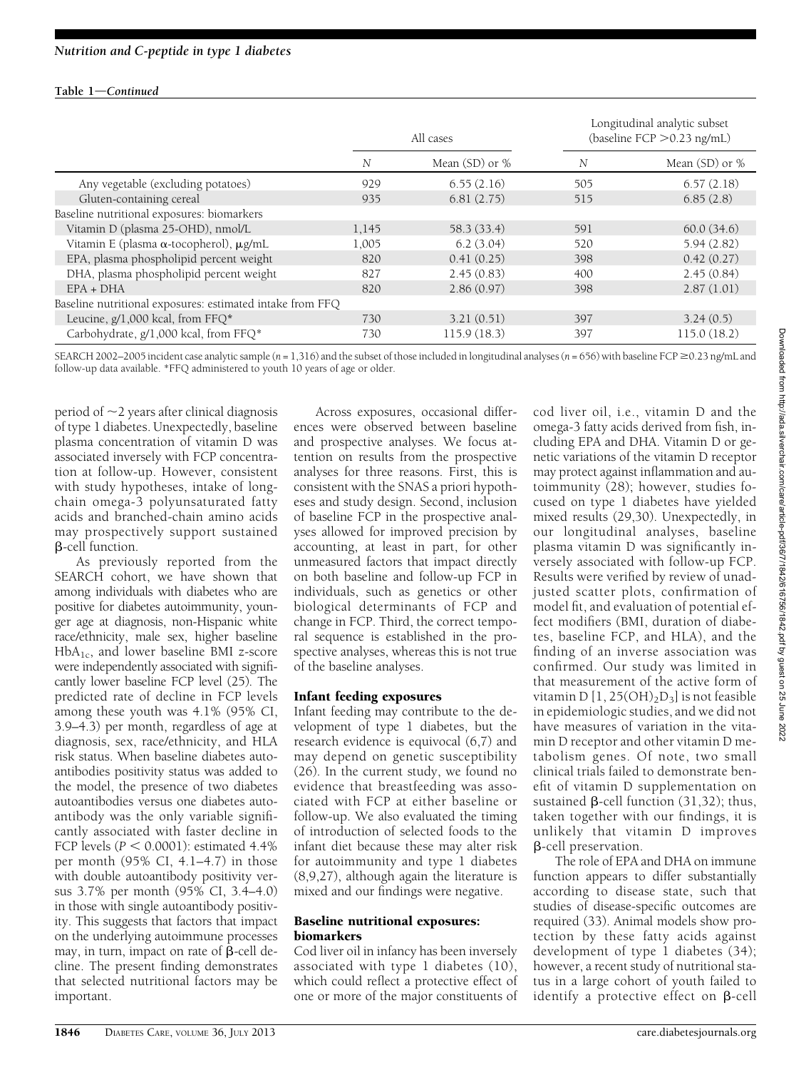**Table 1—Continued**

| | All cases | | Longitudinal analytic subset (baseline FCP >0.23 ng/mL) | |
|---|---|---|---|---|
| | N | Mean (SD) or % | N | Mean (SD) or % |
| Any vegetable (excluding potatoes) | 929 | 6.55 (2.16) | 505 | 6.57 (2.18) |
| Gluten-containing cereal | 935 | 6.81 (2.75) | 515 | 6.85 (2.8) |
| Baseline nutritional exposures: biomarkers | | | | |
| Vitamin D (plasma 25-OHD), nmol/L | 1,145 | 58.3 (33.4) | 591 | 60.0 (34.6) |
| Vitamin E (plasma α-tocopherol), μg/mL | 1,005 | 6.2 (3.04) | 520 | 5.94 (2.82) |
| EPA, plasma phospholipid percent weight | 820 | 0.41 (0.25) | 398 | 0.42 (0.27) |
| DHA, plasma phospholipid percent weight | 827 | 2.45 (0.83) | 400 | 2.45 (0.84) |
| EPA + DHA | 820 | 2.86 (0.97) | 398 | 2.87 (1.01) |
| Baseline nutritional exposures: estimated intake from FFQ | | | | |
| Leucine, g/1,000 kcal, from FFQ* | 730 | 3.21 (0.51) | 397 | 3.24 (0.5) |
| Carbohydrate, g/1,000 kcal, from FFQ* | 730 | 115.9 (18.3) | 397 | 115.0 (18.2) |

SEARCH 2002–2005 incident case analytic sample ($n$ = 1,316) and the subset of those included in longitudinal analyses ($n$ = 656) with baseline FCP ≥0.23 ng/mL and follow-up data available. *FFQ administered to youth 10 years of age or older.

period of ~2 years after clinical diagnosis of type 1 diabetes. Unexpectedly, baseline plasma concentration of vitamin D was associated inversely with FCP concentration at follow-up. However, consistent with study hypotheses, intake of long-chain omega-3 polyunsaturated fatty acids and branched-chain amino acids may prospectively support sustained β-cell function.

As previously reported from the SEARCH cohort, we have shown that among individuals with diabetes who are positive for diabetes autoimmunity, younger age at diagnosis, non-Hispanic white race/ethnicity, male sex, higher baseline $HbA_{1c}$, and lower baseline BMI z-score were independently associated with significantly lower baseline FCP level (25). The predicted rate of decline in FCP levels among these youth was 4.1% (95% CI, 3.9–4.3) per month, regardless of age at diagnosis, sex, race/ethnicity, and HLA risk status. When baseline diabetes autoantibodies positivity status was added to the model, the presence of two diabetes autoantibodies versus one diabetes autoantibody was the only variable significantly associated with faster decline in FCP levels ($P < 0.0001$): estimated 4.4% per month (95% CI, 4.1–4.7) in those with double autoantibody positivity versus 3.7% per month (95% CI, 3.4–4.0) in those with single autoantibody positivity. This suggests that factors that impact on the underlying autoimmune processes may, in turn, impact on rate of β-cell decline. The present finding demonstrates that selected nutritional factors may be important.

Across exposures, occasional differences were observed between baseline and prospective analyses. We focus attention on results from the prospective analyses for three reasons. First, this is consistent with the SNAS a priori hypotheses and study design. Second, inclusion of baseline FCP in the prospective analyses allowed for improved precision by accounting, at least in part, for other unmeasured factors that impact directly on both baseline and follow-up FCP in individuals, such as genetics or other biological determinants of FCP and change in FCP. Third, the correct temporal sequence is established in the prospective analyses, whereas this is not true of the baseline analyses.

### Infant feeding exposures

Infant feeding may contribute to the development of type 1 diabetes, but the research evidence is equivocal (6,7) and may depend on genetic susceptibility (26). In the current study, we found no evidence that breastfeeding was associated with FCP at either baseline or follow-up. We also evaluated the timing of introduction of selected foods to the infant diet because these may alter risk for autoimmunity and type 1 diabetes (8,9,27), although again the literature is mixed and our findings were negative.

### Baseline nutritional exposures: biomarkers

Cod liver oil in infancy has been inversely associated with type 1 diabetes (10), which could reflect a protective effect of one or more of the major constituents of cod liver oil, i.e., vitamin D and the omega-3 fatty acids derived from fish, including EPA and DHA. Vitamin D or genetic variations of the vitamin D receptor may protect against inflammation and autoimmunity (28); however, studies focused on type 1 diabetes have yielded mixed results (29,30). Unexpectedly, in our longitudinal analyses, baseline plasma vitamin D was significantly inversely associated with follow-up FCP. Results were verified by review of unadjusted scatter plots, confirmation of model fit, and evaluation of potential effect modifiers (BMI, duration of diabetes, baseline FCP, and HLA), and the finding of an inverse association was confirmed. Our study was limited in that measurement of the active form of vitamin D [1, $25(OH)_2D_3$] is not feasible in epidemiologic studies, and we did not have measures of variation in the vitamin D receptor and other vitamin D metabolism genes. Of note, two small clinical trials failed to demonstrate benefit of vitamin D supplementation on sustained β-cell function (31,32); thus, taken together with our findings, it is unlikely that vitamin D improves β-cell preservation.

The role of EPA and DHA on immune function appears to differ substantially according to disease state, such that studies of disease-specific outcomes are required (33). Animal models show protection by these fatty acids against development of type 1 diabetes (34); however, a recent study of nutritional status in a large cohort of youth failed to identify a protective effect on β-cell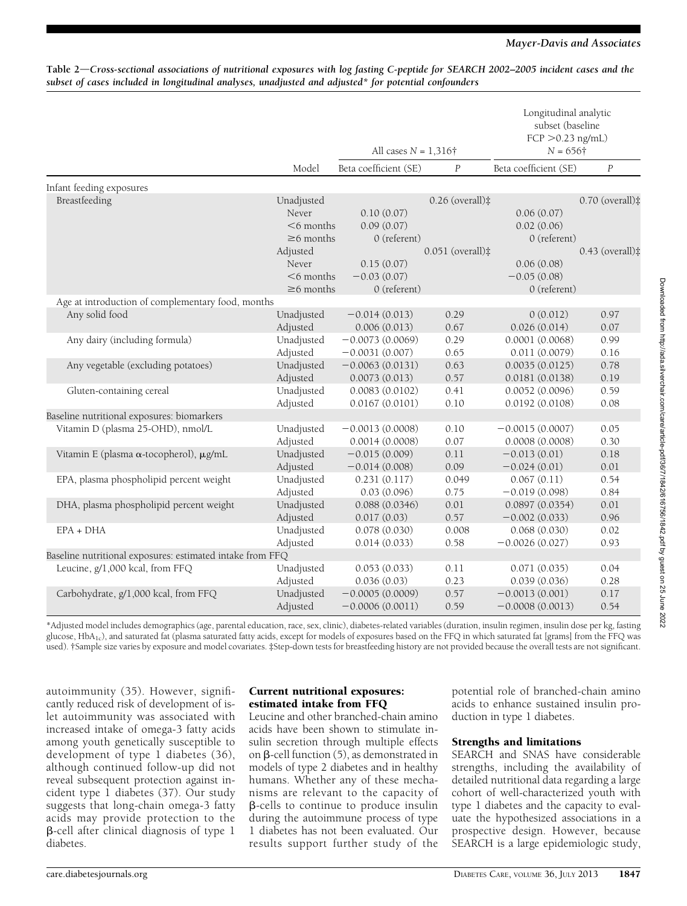**Table 2—Cross-sectional associations of nutritional exposures with log fasting C-peptide for SEARCH 2002–2005 incident cases and the subset of cases included in longitudinal analyses, unadjusted and adjusted* for potential confounders**

| | Model | All cases $N$ = 1,316† | | Longitudinal analytic subset (baseline FCP >0.23 ng/mL) $N$ = 656† | |
|---|---|---|---|---|---|
| | | Beta coefficient (SE) | $P$ | Beta coefficient (SE) | $P$ |
| **Infant feeding exposures** | | | | | |
| Breastfeeding | Unadjusted | | 0.26 (overall)‡ | | 0.70 (overall)‡ |
| | Never | 0.10 (0.07) | | 0.06 (0.07) | |
| | <6 months | 0.09 (0.07) | | 0.02 (0.06) | |
| | ≥6 months | 0 (referent) | | 0 (referent) | |
| | Adjusted | | 0.051 (overall)‡ | | 0.43 (overall)‡ |
| | Never | 0.15 (0.07) | | 0.06 (0.08) | |
| | <6 months | −0.03 (0.07) | | −0.05 (0.08) | |
| | ≥6 months | 0 (referent) | | 0 (referent) | |
| **Age at introduction of complementary food, months** | | | | | |
| Any solid food | Unadjusted | −0.014 (0.013) | 0.29 | 0 (0.012) | 0.97 |
| | Adjusted | 0.006 (0.013) | 0.67 | 0.026 (0.014) | 0.07 |
| Any dairy (including formula) | Unadjusted | −0.0073 (0.0069) | 0.29 | 0.0001 (0.0068) | 0.99 |
| | Adjusted | −0.0031 (0.007) | 0.65 | 0.011 (0.0079) | 0.16 |
| Any vegetable (excluding potatoes) | Unadjusted | −0.0063 (0.0131) | 0.63 | 0.0035 (0.0125) | 0.78 |
| | Adjusted | 0.0073 (0.013) | 0.57 | 0.0181 (0.0138) | 0.19 |
| Gluten-containing cereal | Unadjusted | 0.0083 (0.0102) | 0.41 | 0.0052 (0.0096) | 0.59 |
| | Adjusted | 0.0167 (0.0101) | 0.10 | 0.0192 (0.0108) | 0.08 |
| **Baseline nutritional exposures: biomarkers** | | | | | |
| Vitamin D (plasma 25-OHD), nmol/L | Unadjusted | −0.0013 (0.0008) | 0.10 | −0.0015 (0.0007) | 0.05 |
| | Adjusted | 0.0014 (0.0008) | 0.07 | 0.0008 (0.0008) | 0.30 |
| Vitamin E (plasma $\alpha$-tocopherol), $\mu$g/mL | Unadjusted | −0.015 (0.009) | 0.11 | −0.013 (0.01) | 0.18 |
| | Adjusted | −0.014 (0.008) | 0.09 | −0.024 (0.01) | 0.01 |
| EPA, plasma phospholipid percent weight | Unadjusted | 0.231 (0.117) | 0.049 | 0.067 (0.11) | 0.54 |
| | Adjusted | 0.03 (0.096) | 0.75 | −0.019 (0.098) | 0.84 |
| DHA, plasma phospholipid percent weight | Unadjusted | 0.088 (0.0346) | 0.01 | 0.0897 (0.0354) | 0.01 |
| | Adjusted | 0.017 (0.03) | 0.57 | −0.002 (0.033) | 0.96 |
| EPA + DHA | Unadjusted | 0.078 (0.030) | 0.008 | 0.068 (0.030) | 0.02 |
| | Adjusted | 0.014 (0.033) | 0.58 | −0.0026 (0.027) | 0.93 |
| **Baseline nutritional exposures: estimated intake from FFQ** | | | | | |
| Leucine, g/1,000 kcal, from FFQ | Unadjusted | 0.053 (0.033) | 0.11 | 0.071 (0.035) | 0.04 |
| | Adjusted | 0.036 (0.03) | 0.23 | 0.039 (0.036) | 0.28 |
| Carbohydrate, g/1,000 kcal, from FFQ | Unadjusted | −0.0005 (0.0009) | 0.57 | −0.0013 (0.001) | 0.17 |
| | Adjusted | −0.0006 (0.0011) | 0.59 | −0.0008 (0.0013) | 0.54 |

*Adjusted model includes demographics (age, parental education, race, sex, clinic), diabetes-related variables (duration, insulin regimen, insulin dose per kg, fasting glucose, $HbA_{1c}$), and saturated fat (plasma saturated fatty acids, except for models of exposures based on the FFQ in which saturated fat [grams] from the FFQ was used). †Sample size varies by exposure and model covariates. ‡Step-down tests for breastfeeding history are not provided because the overall tests are not significant.

autoimmunity (35). However, significantly reduced risk of development of islet autoimmunity was associated with increased intake of omega-3 fatty acids among youth genetically susceptible to development of type 1 diabetes (36), although continued follow-up did not reveal subsequent protection against incident type 1 diabetes (37). Our study suggests that long-chain omega-3 fatty acids may provide protection to the $\beta$-cell after clinical diagnosis of type 1 diabetes.

### Current nutritional exposures: estimated intake from FFQ

Leucine and other branched-chain amino acids have been shown to stimulate insulin secretion through multiple effects on $\beta$-cell function (5), as demonstrated in models of type 2 diabetes and in healthy humans. Whether any of these mechanisms are relevant to the capacity of $\beta$-cells to continue to produce insulin during the autoimmune process of type 1 diabetes has not been evaluated. Our results support further study of the potential role of branched-chain amino acids to enhance sustained insulin production in type 1 diabetes.

### Strengths and limitations

SEARCH and SNAS have considerable strengths, including the availability of detailed nutritional data regarding a large cohort of well-characterized youth with type 1 diabetes and the capacity to evaluate the hypothesized associations in a prospective design. However, because SEARCH is a large epidemiologic study,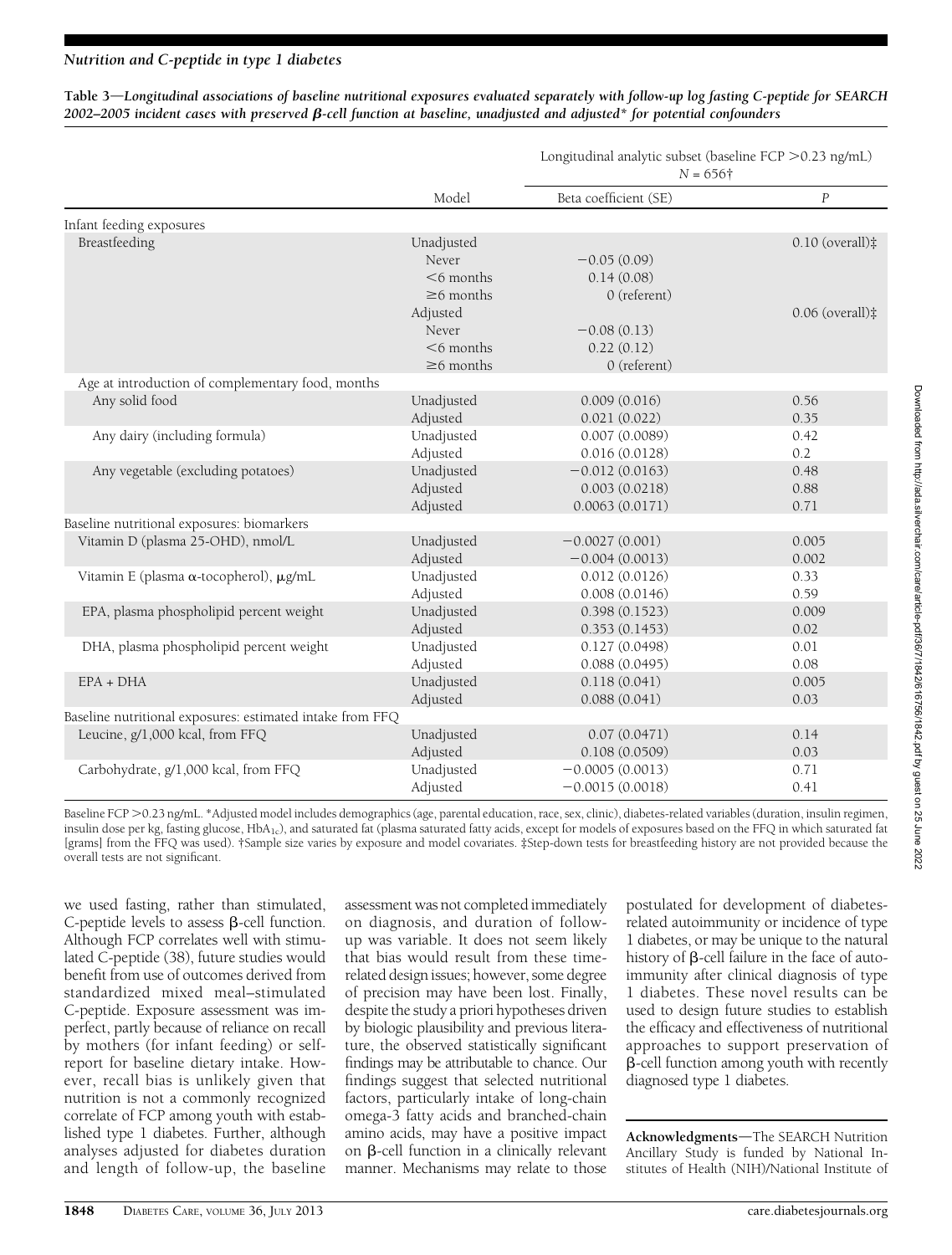**Table 3—Longitudinal associations of baseline nutritional exposures evaluated separately with follow-up log fasting C-peptide for SEARCH 2002–2005 incident cases with preserved β-cell function at baseline, unadjusted and adjusted* for potential confounders**

| | Model | Longitudinal analytic subset (baseline FCP >0.23 ng/mL) N = 656† | |
|---|---|---|---|
| | | Beta coefficient (SE) | P |
| Infant feeding exposures | | | |
| Breastfeeding | Unadjusted | | 0.10 (overall)‡ |
| | Never | −0.05 (0.09) | |
| | <6 months | 0.14 (0.08) | |
| | ≥6 months | 0 (referent) | |
| | Adjusted | | 0.06 (overall)‡ |
| | Never | −0.08 (0.13) | |
| | <6 months | 0.22 (0.12) | |
| | ≥6 months | 0 (referent) | |
| Age at introduction of complementary food, months | | | |
| Any solid food | Unadjusted | 0.009 (0.016) | 0.56 |
| | Adjusted | 0.021 (0.022) | 0.35 |
| Any dairy (including formula) | Unadjusted | 0.007 (0.0089) | 0.42 |
| | Adjusted | 0.016 (0.0128) | 0.2 |
| Any vegetable (excluding potatoes) | Unadjusted | −0.012 (0.0163) | 0.48 |
| | Adjusted | 0.003 (0.0218) | 0.88 |
| | Adjusted | 0.0063 (0.0171) | 0.71 |
| Baseline nutritional exposures: biomarkers | | | |
| Vitamin D (plasma 25-OHD), nmol/L | Unadjusted | −0.0027 (0.001) | 0.005 |
| | Adjusted | −0.004 (0.0013) | 0.002 |
| Vitamin E (plasma α-tocopherol), μg/mL | Unadjusted | 0.012 (0.0126) | 0.33 |
| | Adjusted | 0.008 (0.0146) | 0.59 |
| EPA, plasma phospholipid percent weight | Unadjusted | 0.398 (0.1523) | 0.009 |
| | Adjusted | 0.353 (0.1453) | 0.02 |
| DHA, plasma phospholipid percent weight | Unadjusted | 0.127 (0.0498) | 0.01 |
| | Adjusted | 0.088 (0.0495) | 0.08 |
| EPA + DHA | Unadjusted | 0.118 (0.041) | 0.005 |
| | Adjusted | 0.088 (0.041) | 0.03 |
| Baseline nutritional exposures: estimated intake from FFQ | | | |
| Leucine, g/1,000 kcal, from FFQ | Unadjusted | 0.07 (0.0471) | 0.14 |
| | Adjusted | 0.108 (0.0509) | 0.03 |
| Carbohydrate, g/1,000 kcal, from FFQ | Unadjusted | −0.0005 (0.0013) | 0.71 |
| | Adjusted | −0.0015 (0.0018) | 0.41 |

Baseline FCP >0.23 ng/mL. *Adjusted model includes demographics (age, parental education, race, sex, clinic), diabetes-related variables (duration, insulin regimen, insulin dose per kg, fasting glucose, $HbA_{1c}$), and saturated fat (plasma saturated fatty acids, except for models of exposures based on the FFQ in which saturated fat [grams] from the FFQ was used). †Sample size varies by exposure and model covariates. ‡Step-down tests for breastfeeding history are not provided because the overall tests are not significant.

we used fasting, rather than stimulated, C-peptide levels to assess β-cell function. Although FCP correlates well with stimulated C-peptide (38), future studies would benefit from use of outcomes derived from standardized mixed meal–stimulated C-peptide. Exposure assessment was imperfect, partly because of reliance on recall by mothers (for infant feeding) or self-report for baseline dietary intake. However, recall bias is unlikely given that nutrition is not a commonly recognized correlate of FCP among youth with established type 1 diabetes. Further, although analyses adjusted for diabetes duration and length of follow-up, the baseline assessment was not completed immediately on diagnosis, and duration of follow-up was variable. It does not seem likely that bias would result from these time-related design issues; however, some degree of precision may have been lost. Finally, despite the study a priori hypotheses driven by biologic plausibility and previous literature, the observed statistically significant findings may be attributable to chance. Our findings suggest that selected nutritional factors, particularly intake of long-chain omega-3 fatty acids and branched-chain amino acids, may have a positive impact on β-cell function in a clinically relevant manner. Mechanisms may relate to those postulated for development of diabetes-related autoimmunity or incidence of type 1 diabetes, or may be unique to the natural history of β-cell failure in the face of autoimmunity after clinical diagnosis of type 1 diabetes. These novel results can be used to design future studies to establish the efficacy and effectiveness of nutritional approaches to support preservation of β-cell function among youth with recently diagnosed type 1 diabetes.

**Acknowledgments**—The SEARCH Nutrition Ancillary Study is funded by National Institutes of Health (NIH)/National Institute of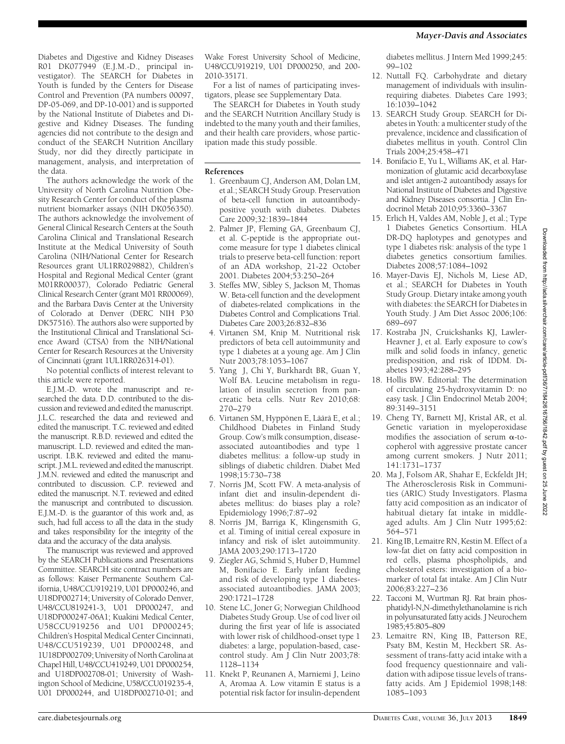Diabetes and Digestive and Kidney Diseases R01 DK077949 (E.J.M.-D., principal investigator). The SEARCH for Diabetes in Youth is funded by the Centers for Disease Control and Prevention (PA numbers 00097, DP-05-069, and DP-10-001) and is supported by the National Institute of Diabetes and Digestive and Kidney Diseases. The funding agencies did not contribute to the design and conduct of the SEARCH Nutrition Ancillary Study, nor did they directly participate in management, analysis, and interpretation of the data.

The authors acknowledge the work of the University of North Carolina Nutrition Obesity Research Center for conduct of the plasma nutrient biomarker assays (NIH DK056350). The authors acknowledge the involvement of General Clinical Research Centers at the South Carolina Clinical and Translational Research Institute at the Medical University of South Carolina (NIH/National Center for Research Resources grant UL1RR029882), Children's Hospital and Regional Medical Center (grant M01RR00037), Colorado Pediatric General Clinical Research Center (grant M01 RR00069), and the Barbara Davis Center at the University of Colorado at Denver (DERC NIH P30 DK57516). The authors also were supported by the Institutional Clinical and Translational Science Award (CTSA) from the NIH/National Center for Research Resources at the University of Cincinnati (grant 1UL1RR026314-01).

No potential conflicts of interest relevant to this article were reported.

E.J.M.-D. wrote the manuscript and researched the data. D.D. contributed to the discussion and reviewed and edited the manuscript. J.L.C. researched the data and reviewed and edited the manuscript. T.C. reviewed and edited the manuscript. R.B.D. reviewed and edited the manuscript. L.D. reviewed and edited the manuscript. I.B.K. reviewed and edited the manuscript. J.M.L. reviewed and edited the manuscript. J.M.N. reviewed and edited the manuscript and contributed to discussion. C.P. reviewed and edited the manuscript. N.T. reviewed and edited the manuscript and contributed to discussion. E.J.M.-D. is the guarantor of this work and, as such, had full access to all the data in the study and takes responsibility for the integrity of the data and the accuracy of the data analysis.

The manuscript was reviewed and approved by the SEARCH Publications and Presentations Committee. SEARCH site contract numbers are as follows: Kaiser Permanente Southern California, U48/CCU919219, U01 DP000246, and U18DP002714; University of Colorado Denver, U48/CCU819241-3, U01 DP000247, and U18DP000247-06A1; Kuakini Medical Center, U58CCU919256 and U01 DP000245; Children's Hospital Medical Center Cincinnati, U48/CCU519239, U01 DP000248, and 1U18DP002709; University of North Carolina at Chapel Hill, U48/CCU419249, U01 DP000254, and U18DP002708-01; University of Washington School of Medicine, U58/CCU019235-4, U01 DP000244, and U18DP002710-01; and Wake Forest University School of Medicine, U48/CCU919219, U01 DP000250, and 200-2010-35171.

For a list of names of participating investigators, please see Supplementary Data.

The SEARCH for Diabetes in Youth study and the SEARCH Nutrition Ancillary Study is indebted to the many youth and their families, and their health care providers, whose participation made this study possible.

## References

1. Greenbaum CJ, Anderson AM, Dolan LM, et al.; SEARCH Study Group. Preservation of beta-cell function in autoantibody-positive youth with diabetes. Diabetes Care 2009;32:1839–1844
2. Palmer JP, Fleming GA, Greenbaum CJ, et al. C-peptide is the appropriate outcome measure for type 1 diabetes clinical trials to preserve beta-cell function: report of an ADA workshop, 21-22 October 2001. Diabetes 2004;53:250–264
3. Steffes MW, Sibley S, Jackson M, Thomas W. Beta-cell function and the development of diabetes-related complications in the Diabetes Control and Complications Trial. Diabetes Care 2003;26:832–836
4. Virtanen SM, Knip M. Nutritional risk predictors of beta cell autoimmunity and type 1 diabetes at a young age. Am J Clin Nutr 2003;78:1053–1067
5. Yang J, Chi Y, Burkhardt BR, Guan Y, Wolf BA. Leucine metabolism in regulation of insulin secretion from pancreatic beta cells. Nutr Rev 2010;68: 270–279
6. Virtanen SM, Hyppönen E, Läärä E, et al.; Childhood Diabetes in Finland Study Group. Cow's milk consumption, disease-associated autoantibodies and type 1 diabetes mellitus: a follow-up study in siblings of diabetic children. Diabet Med 1998;15:730–738
7. Norris JM, Scott FW. A meta-analysis of infant diet and insulin-dependent diabetes mellitus: do biases play a role? Epidemiology 1996;7:87–92
8. Norris JM, Barriga K, Klingensmith G, et al. Timing of initial cereal exposure in infancy and risk of islet autoimmunity. JAMA 2003;290:1713–1720
9. Ziegler AG, Schmid S, Huber D, Hummel M, Bonifacio E. Early infant feeding and risk of developing type 1 diabetes-associated autoantibodies. JAMA 2003; 290:1721–1728
10. Stene LC, Joner G; Norwegian Childhood Diabetes Study Group. Use of cod liver oil during the first year of life is associated with lower risk of childhood-onset type 1 diabetes: a large, population-based, case-control study. Am J Clin Nutr 2003;78: 1128–1134
11. Knekt P, Reunanen A, Marniemi J, Leino A, Aromaa A. Low vitamin E status is a potential risk factor for insulin-dependent diabetes mellitus. J Intern Med 1999;245: 99–102
12. Nuttall FQ. Carbohydrate and dietary management of individuals with insulin-requiring diabetes. Diabetes Care 1993; 16:1039–1042
13. SEARCH Study Group. SEARCH for Diabetes in Youth: a multicenter study of the prevalence, incidence and classification of diabetes mellitus in youth. Control Clin Trials 2004;25:458–471
14. Bonifacio E, Yu L, Williams AK, et al. Harmonization of glutamic acid decarboxylase and islet antigen-2 autoantibody assays for National Institute of Diabetes and Digestive and Kidney Diseases consortia. J Clin Endocrinol Metab 2010;95:3360–3367
15. Erlich H, Valdes AM, Noble J, et al.; Type 1 Diabetes Genetics Consortium. HLA DR-DQ haplotypes and genotypes and type 1 diabetes risk: analysis of the type 1 diabetes genetics consortium families. Diabetes 2008;57:1084–1092
16. Mayer-Davis EJ, Nichols M, Liese AD, et al.; SEARCH for Diabetes in Youth Study Group. Dietary intake among youth with diabetes: the SEARCH for Diabetes in Youth Study. J Am Diet Assoc 2006;106: 689–697
17. Kostraba JN, Cruickshanks KJ, Lawler-Heavner J, et al. Early exposure to cow's milk and solid foods in infancy, genetic predisposition, and risk of IDDM. Diabetes 1993;42:288–295
18. Hollis BW. Editorial: The determination of circulating 25-hydroxyvitamin D: no easy task. J Clin Endocrinol Metab 2004; 89:3149–3151
19. Cheng TY, Barnett MJ, Kristal AR, et al. Genetic variation in myeloperoxidase modifies the association of serum α-tocopherol with aggressive prostate cancer among current smokers. J Nutr 2011; 141:1731–1737
20. Ma J, Folsom AR, Shahar E, Eckfeldt JH; The Atherosclerosis Risk in Communities (ARIC) Study Investigators. Plasma fatty acid composition as an indicator of habitual dietary fat intake in middle-aged adults. Am J Clin Nutr 1995;62: 564–571
21. King IB, Lemaitre RN, Kestin M. Effect of a low-fat diet on fatty acid composition in red cells, plasma phospholipids, and cholesterol esters: investigation of a biomarker of total fat intake. Am J Clin Nutr 2006;83:227–236
22. Tacconi M, Wurtman RJ. Rat brain phosphatidyl-N,N-dimethylethanolamine is rich in polyunsaturated fatty acids. J Neurochem 1985;45:805–809
23. Lemaitre RN, King IB, Patterson RE, Psaty BM, Kestin M, Heckbert SR. Assessment of trans-fatty acid intake with a food frequency questionnaire and validation with adipose tissue levels of trans-fatty acids. Am J Epidemiol 1998;148: 1085–1093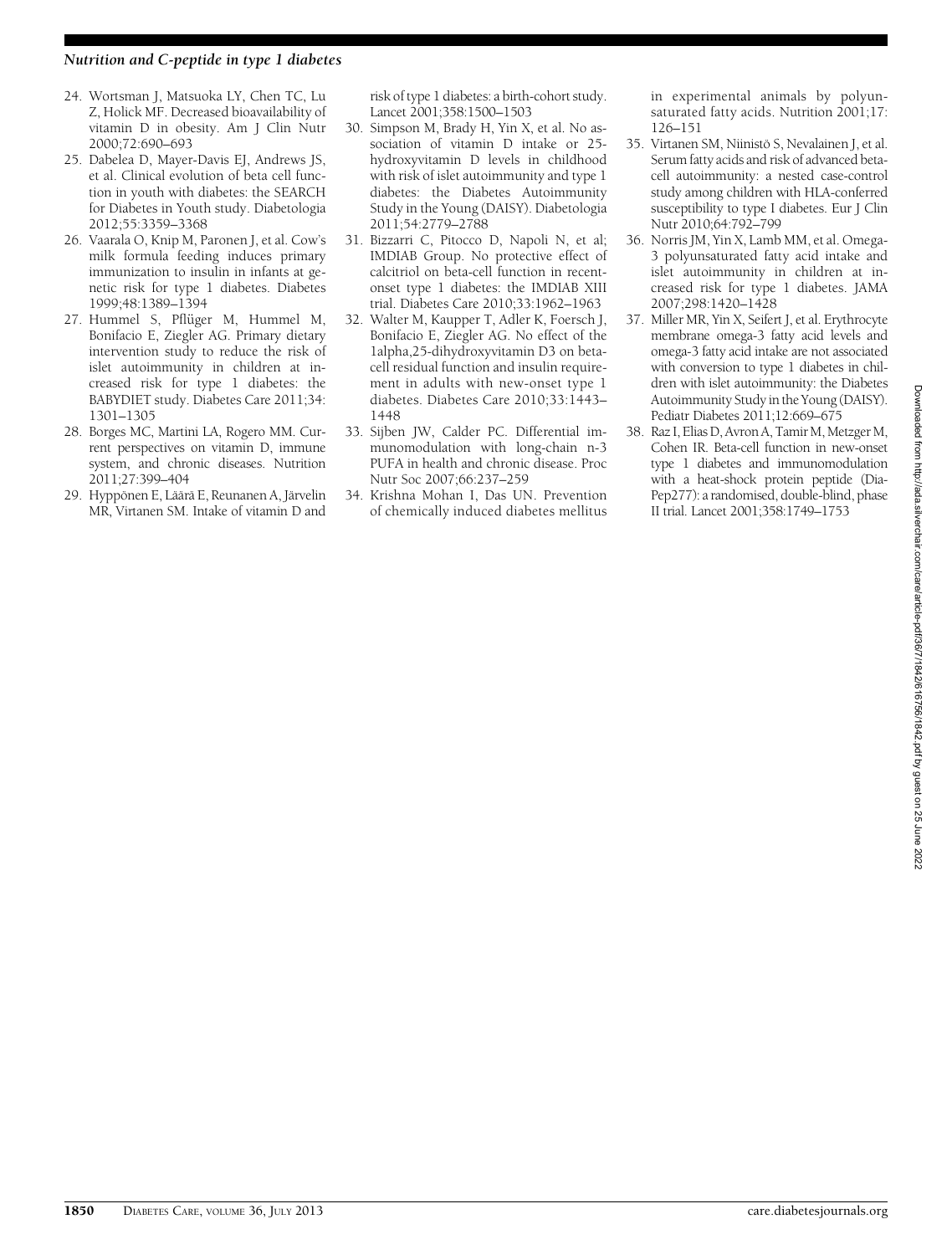24. Wortsman J, Matsuoka LY, Chen TC, Lu Z, Holick MF. Decreased bioavailability of vitamin D in obesity. Am J Clin Nutr 2000;72:690–693
25. Dabelea D, Mayer-Davis EJ, Andrews JS, et al. Clinical evolution of beta cell function in youth with diabetes: the SEARCH for Diabetes in Youth study. Diabetologia 2012;55:3359–3368
26. Vaarala O, Knip M, Paronen J, et al. Cow's milk formula feeding induces primary immunization to insulin in infants at genetic risk for type 1 diabetes. Diabetes 1999;48:1389–1394
27. Hummel S, Pflüger M, Hummel M, Bonifacio E, Ziegler AG. Primary dietary intervention study to reduce the risk of islet autoimmunity in children at increased risk for type 1 diabetes: the BABYDIET study. Diabetes Care 2011;34: 1301–1305
28. Borges MC, Martini LA, Rogero MM. Current perspectives on vitamin D, immune system, and chronic diseases. Nutrition 2011;27:399–404
29. Hyppönen E, Läärä E, Reunanen A, Järvelin MR, Virtanen SM. Intake of vitamin D and risk of type 1 diabetes: a birth-cohort study. Lancet 2001;358:1500–1503
30. Simpson M, Brady H, Yin X, et al. No association of vitamin D intake or 25-hydroxyvitamin D levels in childhood with risk of islet autoimmunity and type 1 diabetes: the Diabetes Autoimmunity Study in the Young (DAISY). Diabetologia 2011;54:2779–2788
31. Bizzarri C, Pitocco D, Napoli N, et al; IMDIAB Group. No protective effect of calcitriol on beta-cell function in recent-onset type 1 diabetes: the IMDIAB XIII trial. Diabetes Care 2010;33:1962–1963
32. Walter M, Kaupper T, Adler K, Foersch J, Bonifacio E, Ziegler AG. No effect of the 1alpha,25-dihydroxyvitamin D3 on beta-cell residual function and insulin requirement in adults with new-onset type 1 diabetes. Diabetes Care 2010;33:1443–1448
33. Sijben JW, Calder PC. Differential immunomodulation with long-chain n-3 PUFA in health and chronic disease. Proc Nutr Soc 2007;66:237–259
34. Krishna Mohan I, Das UN. Prevention of chemically induced diabetes mellitus in experimental animals by polyunsaturated fatty acids. Nutrition 2001;17: 126–151
35. Virtanen SM, Niinistö S, Nevalainen J, et al. Serum fatty acids and risk of advanced beta-cell autoimmunity: a nested case-control study among children with HLA-conferred susceptibility to type I diabetes. Eur J Clin Nutr 2010;64:792–799
36. Norris JM, Yin X, Lamb MM, et al. Omega-3 polyunsaturated fatty acid intake and islet autoimmunity in children at increased risk for type 1 diabetes. JAMA 2007;298:1420–1428
37. Miller MR, Yin X, Seifert J, et al. Erythrocyte membrane omega-3 fatty acid levels and omega-3 fatty acid intake are not associated with conversion to type 1 diabetes in children with islet autoimmunity: the Diabetes Autoimmunity Study in the Young (DAISY). Pediatr Diabetes 2011;12:669–675
38. Raz I, Elias D, Avron A, Tamir M, Metzger M, Cohen IR. Beta-cell function in new-onset type 1 diabetes and immunomodulation with a heat-shock protein peptide (DiaPep277): a randomised, double-blind, phase II trial. Lancet 2001;358:1749–1753